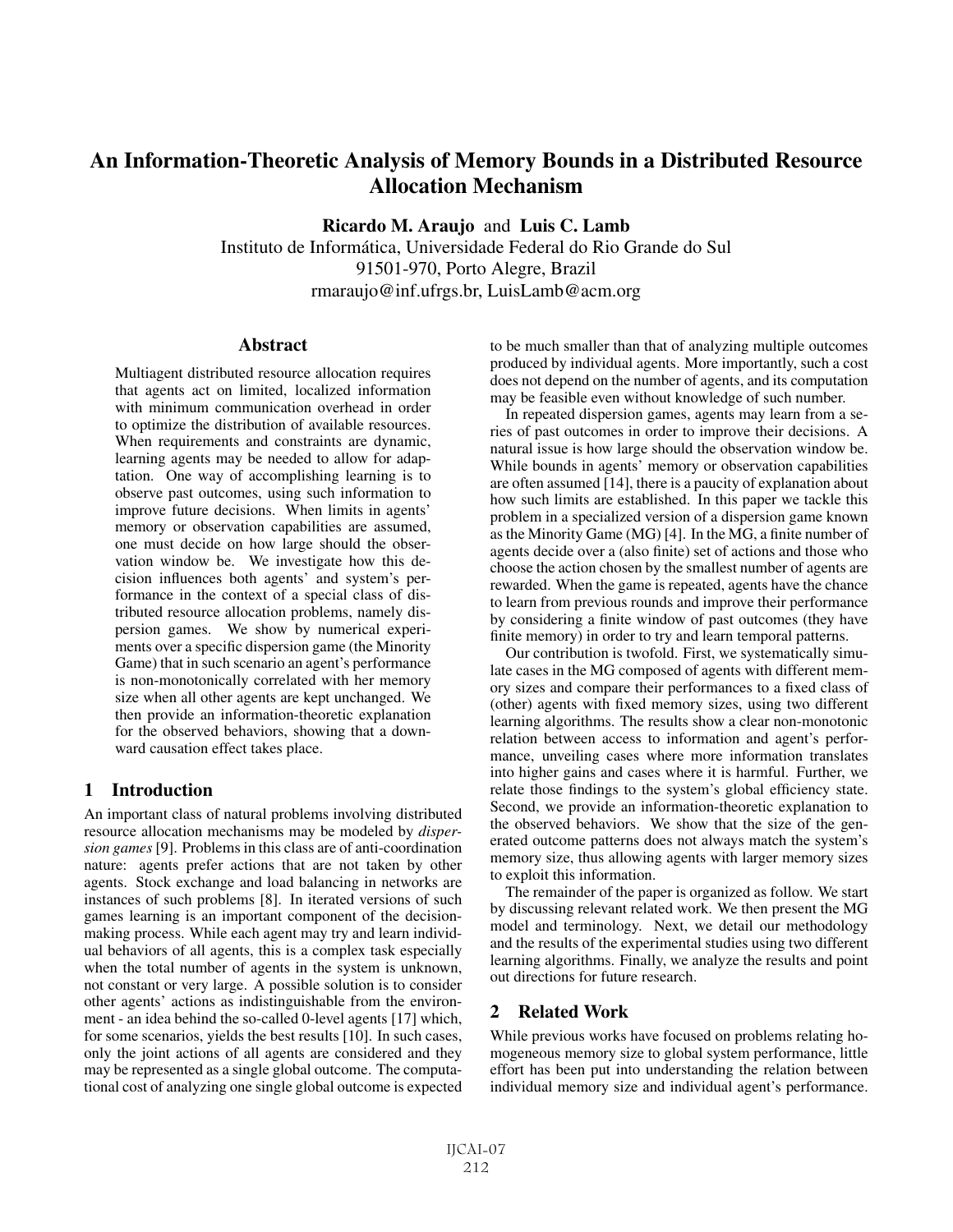# An Information-Theoretic Analysis of Memory Bounds in a Distributed Resource Allocation Mechanism

**Ricardo M. Araujo** and **Luis C. Lamb**

Instituto de Informática, Universidade Federal do Rio Grande do Sul
91501-970, Porto Alegre, Brazil
rmaraujo@inf.ufrgs.br, LuisLamb@acm.org

## Abstract

Multiagent distributed resource allocation requires that agents act on limited, localized information with minimum communication overhead in order to optimize the distribution of available resources. When requirements and constraints are dynamic, learning agents may be needed to allow for adaptation. One way of accomplishing learning is to observe past outcomes, using such information to improve future decisions. When limits in agents' memory or observation capabilities are assumed, one must decide on how large should the observation window be. We investigate how this decision influences both agents' and system's performance in the context of a special class of distributed resource allocation problems, namely dispersion games. We show by numerical experiments over a specific dispersion game (the Minority Game) that in such scenario an agent's performance is non-monotonically correlated with her memory size when all other agents are kept unchanged. We then provide an information-theoretic explanation for the observed behaviors, showing that a downward causation effect takes place.

## 1 Introduction

An important class of natural problems involving distributed resource allocation mechanisms may be modeled by *dispersion games* [9]. Problems in this class are of anti-coordination nature: agents prefer actions that are not taken by other agents. Stock exchange and load balancing in networks are instances of such problems [8]. In iterated versions of such games learning is an important component of the decision-making process. While each agent may try and learn individual behaviors of all agents, this is a complex task especially when the total number of agents in the system is unknown, not constant or very large. A possible solution is to consider other agents' actions as indistinguishable from the environment - an idea behind the so-called 0-level agents [17] which, for some scenarios, yields the best results [10]. In such cases, only the joint actions of all agents are considered and they may be represented as a single global outcome. The computational cost of analyzing one single global outcome is expected to be much smaller than that of analyzing multiple outcomes produced by individual agents. More importantly, such a cost does not depend on the number of agents, and its computation may be feasible even without knowledge of such number.

In repeated dispersion games, agents may learn from a series of past outcomes in order to improve their decisions. A natural issue is how large should the observation window be. While bounds in agents' memory or observation capabilities are often assumed [14], there is a paucity of explanation about how such limits are established. In this paper we tackle this problem in a specialized version of a dispersion game known as the Minority Game (MG) [4]. In the MG, a finite number of agents decide over a (also finite) set of actions and those who choose the action chosen by the smallest number of agents are rewarded. When the game is repeated, agents have the chance to learn from previous rounds and improve their performance by considering a finite window of past outcomes (they have finite memory) in order to try and learn temporal patterns.

Our contribution is twofold. First, we systematically simulate cases in the MG composed of agents with different memory sizes and compare their performances to a fixed class of (other) agents with fixed memory sizes, using two different learning algorithms. The results show a clear non-monotonic relation between access to information and agent's performance, unveiling cases where more information translates into higher gains and cases where it is harmful. Further, we relate those findings to the system's global efficiency state. Second, we provide an information-theoretic explanation to the observed behaviors. We show that the size of the generated outcome patterns does not always match the system's memory size, thus allowing agents with larger memory sizes to exploit this information.

The remainder of the paper is organized as follow. We start by discussing relevant related work. We then present the MG model and terminology. Next, we detail our methodology and the results of the experimental studies using two different learning algorithms. Finally, we analyze the results and point out directions for future research.

## 2 Related Work

While previous works have focused on problems relating homogeneous memory size to global system performance, little effort has been put into understanding the relation between individual memory size and individual agent's performance.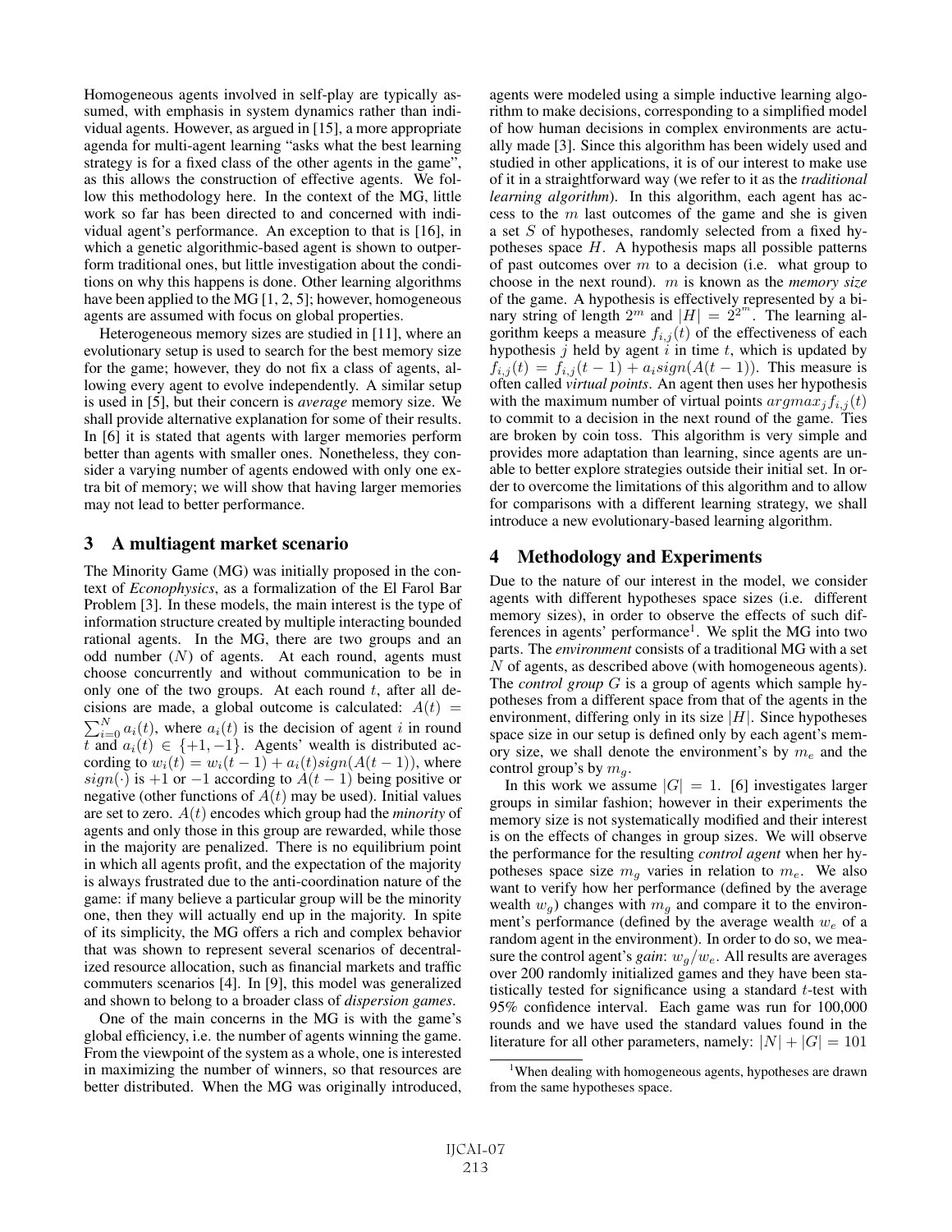Homogeneous agents involved in self-play are typically assumed, with emphasis in system dynamics rather than individual agents. However, as argued in [15], a more appropriate agenda for multi-agent learning "asks what the best learning strategy is for a fixed class of the other agents in the game", as this allows the construction of effective agents. We follow this methodology here. In the context of the MG, little work so far has been directed to and concerned with individual agent's performance. An exception to that is [16], in which a genetic algorithmic-based agent is shown to outperform traditional ones, but little investigation about the conditions on why this happens is done. Other learning algorithms have been applied to the MG [1, 2, 5]; however, homogeneous agents are assumed with focus on global properties.

Heterogeneous memory sizes are studied in [11], where an evolutionary setup is used to search for the best memory size for the game; however, they do not fix a class of agents, allowing every agent to evolve independently. A similar setup is used in [5], but their concern is *average* memory size. We shall provide alternative explanation for some of their results. In [6] it is stated that agents with larger memories perform better than agents with smaller ones. Nonetheless, they consider a varying number of agents endowed with only one extra bit of memory; we will show that having larger memories may not lead to better performance.

## 3 A multiagent market scenario

The Minority Game (MG) was initially proposed in the context of *Econophysics*, as a formalization of the El Farol Bar Problem [3]. In these models, the main interest is the type of information structure created by multiple interacting bounded rational agents. In the MG, there are two groups and an odd number ($N$) of agents. At each round, agents must choose concurrently and without communication to be in only one of the two groups. At each round $t$, after all decisions are made, a global outcome is calculated: $A(t) = \sum_{i=0}^{N} a_i(t)$, where $a_i(t)$ is the decision of agent $i$ in round $t$ and $a_i(t) \in \{+1, -1\}$. Agents' wealth is distributed according to $w_i(t) = w_i(t-1) + a_i(t) sign(A(t-1))$, where $sign(\cdot)$ is $+1$ or $-1$ according to $A(t-1)$ being positive or negative (other functions of $A(t)$ may be used). Initial values are set to zero. $A(t)$ encodes which group had the *minority* of agents and only those in this group are rewarded, while those in the majority are penalized. There is no equilibrium point in which all agents profit, and the expectation of the majority is always frustrated due to the anti-coordination nature of the game: if many believe a particular group will be the minority one, then they will actually end up in the majority. In spite of its simplicity, the MG offers a rich and complex behavior that was shown to represent several scenarios of decentralized resource allocation, such as financial markets and traffic commuters scenarios [4]. In [9], this model was generalized and shown to belong to a broader class of *dispersion games*.

One of the main concerns in the MG is with the game's global efficiency, i.e. the number of agents winning the game. From the viewpoint of the system as a whole, one is interested in maximizing the number of winners, so that resources are better distributed. When the MG was originally introduced, agents were modeled using a simple inductive learning algorithm to make decisions, corresponding to a simplified model of how human decisions in complex environments are actually made [3]. Since this algorithm has been widely used and studied in other applications, it is of our interest to make use of it in a straightforward way (we refer to it as the *traditional learning algorithm*). In this algorithm, each agent has access to the $m$ last outcomes of the game and she is given a set $S$ of hypotheses, randomly selected from a fixed hypotheses space $H$. A hypothesis maps all possible patterns of past outcomes over $m$ to a decision (i.e. what group to choose in the next round). $m$ is known as the *memory size* of the game. A hypothesis is effectively represented by a binary string of length $2^m$ and $|H| = 2^{2^m}$. The learning algorithm keeps a measure $f_{i,j}(t)$ of the effectiveness of each hypothesis $j$ held by agent $i$ in time $t$, which is updated by $f_{i,j}(t) = f_{i,j}(t-1) + a_i sign(A(t-1))$. This measure is often called *virtual points*. An agent then uses her hypothesis with the maximum number of virtual points $argmax_j f_{i,j}(t)$ to commit to a decision in the next round of the game. Ties are broken by coin toss. This algorithm is very simple and provides more adaptation than learning, since agents are unable to better explore strategies outside their initial set. In order to overcome the limitations of this algorithm and to allow for comparisons with a different learning strategy, we shall introduce a new evolutionary-based learning algorithm.

## 4 Methodology and Experiments

Due to the nature of our interest in the model, we consider agents with different hypotheses space sizes (i.e. different memory sizes), in order to observe the effects of such differences in agents' performance[1]. We split the MG into two parts. The *environment* consists of a traditional MG with a set $N$ of agents, as described above (with homogeneous agents). The *control group* $G$ is a group of agents which sample hypotheses from a different space from that of the agents in the environment, differing only in its size $|H|$. Since hypotheses space size in our setup is defined only by each agent's memory size, we shall denote the environment's by $m_e$ and the control group's by $m_g$.

In this work we assume $|G| = 1$. [6] investigates larger groups in similar fashion; however in their experiments the memory size is not systematically modified and their interest is on the effects of changes in group sizes. We will observe the performance for the resulting *control agent* when her hypotheses space size $m_g$ varies in relation to $m_e$. We also want to verify how her performance (defined by the average wealth $w_g$) changes with $m_g$ and compare it to the environment's performance (defined by the average wealth $w_e$ of a random agent in the environment). In order to do so, we measure the control agent's *gain*: $w_g/w_e$. All results are averages over 200 randomly initialized games and they have been statistically tested for significance using a standard $t$-test with 95% confidence interval. Each game was run for 100,000 rounds and we have used the standard values found in the literature for all other parameters, namely: $|N| + |G| = 101$

[1] When dealing with homogeneous agents, hypotheses are drawn from the same hypotheses space.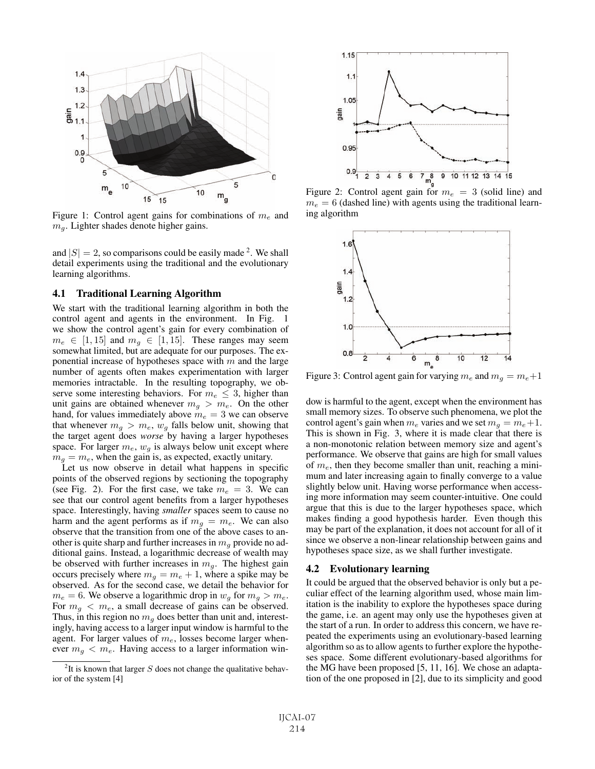Figure 1: Control agent gains for combinations of $m_e$ and $m_g$. Lighter shades denote higher gains.

and $|S| = 2$, so comparisons could be easily made [2]. We shall detail experiments using the traditional and the evolutionary learning algorithms.

### 4.1 Traditional Learning Algorithm

We start with the traditional learning algorithm in both the control agent and agents in the environment. In Fig. 1 we show the control agent's gain for every combination of $m_e \in [1, 15]$ and $m_g \in [1, 15]$. These ranges may seem somewhat limited, but are adequate for our purposes. The exponential increase of hypotheses space with $m$ and the large number of agents often makes experimentation with larger memories intractable. In the resulting topography, we observe some interesting behaviors. For $m_e \leq 3$, higher than unit gains are obtained whenever $m_g > m_e$. On the other hand, for values immediately above $m_e = 3$ we can observe that whenever $m_g > m_e$, $w_g$ falls below unit, showing that the target agent does *worse* by having a larger hypotheses space. For larger $m_e$, $w_g$ is always below unit except where $m_g = m_e$, when the gain is, as expected, exactly unitary.

Let us now observe in detail what happens in specific points of the observed regions by sectioning the topography (see Fig. 2). For the first case, we take $m_e = 3$. We can see that our control agent benefits from a larger hypotheses space. Interestingly, having *smaller* spaces seem to cause no harm and the agent performs as if $m_g = m_e$. We can also observe that the transition from one of the above cases to another is quite sharp and further increases in $m_g$ provide no additional gains. Instead, a logarithmic decrease of wealth may be observed with further increases in $m_g$. The highest gain occurs precisely where $m_g = m_e + 1$, where a spike may be observed. As for the second case, we detail the behavior for $m_e = 6$. We observe a logarithmic drop in $w_g$ for $m_g > m_e$. For $m_g < m_e$, a small decrease of gains can be observed. Thus, in this region no $m_g$ does better than unit and, interestingly, having access to a larger input window is harmful to the agent. For larger values of $m_e$, losses become larger whenever $m_g < m_e$. Having access to a larger information window is harmful to the agent, except when the environment has small memory sizes. To observe such phenomena, we plot the control agent's gain when $m_e$ varies and we set $m_g = m_e+1$. This is shown in Fig. 3, where it is made clear that there is a non-monotonic relation between memory size and agent's performance. We observe that gains are high for small values of $m_e$, then they become smaller than unit, reaching a minimum and later increasing again to finally converge to a value slightly below unit. Having worse performance when accessing more information may seem counter-intuitive. One could argue that this is due to the larger hypotheses space, which makes finding a good hypothesis harder. Even though this may be part of the explanation, it does not account for all of it since we observe a non-linear relationship between gains and hypotheses space size, as we shall further investigate.

Figure 2: Control agent gain for $m_e = 3$ (solid line) and $m_e = 6$ (dashed line) with agents using the traditional learning algorithm

Figure 3: Control agent gain for varying $m_e$ and $m_g = m_e+1$

### 4.2 Evolutionary learning

It could be argued that the observed behavior is only but a peculiar effect of the learning algorithm used, whose main limitation is the inability to explore the hypotheses space during the game, i.e. an agent may only use the hypotheses given at the start of a run. In order to address this concern, we have repeated the experiments using an evolutionary-based learning algorithm so as to allow agents to further explore the hypotheses space. Some different evolutionary-based algorithms for the MG have been proposed [5, 11, 16]. We chose an adaptation of the one proposed in [2], due to its simplicity and good

[2] It is known that larger $S$ does not change the qualitative behavior of the system [4]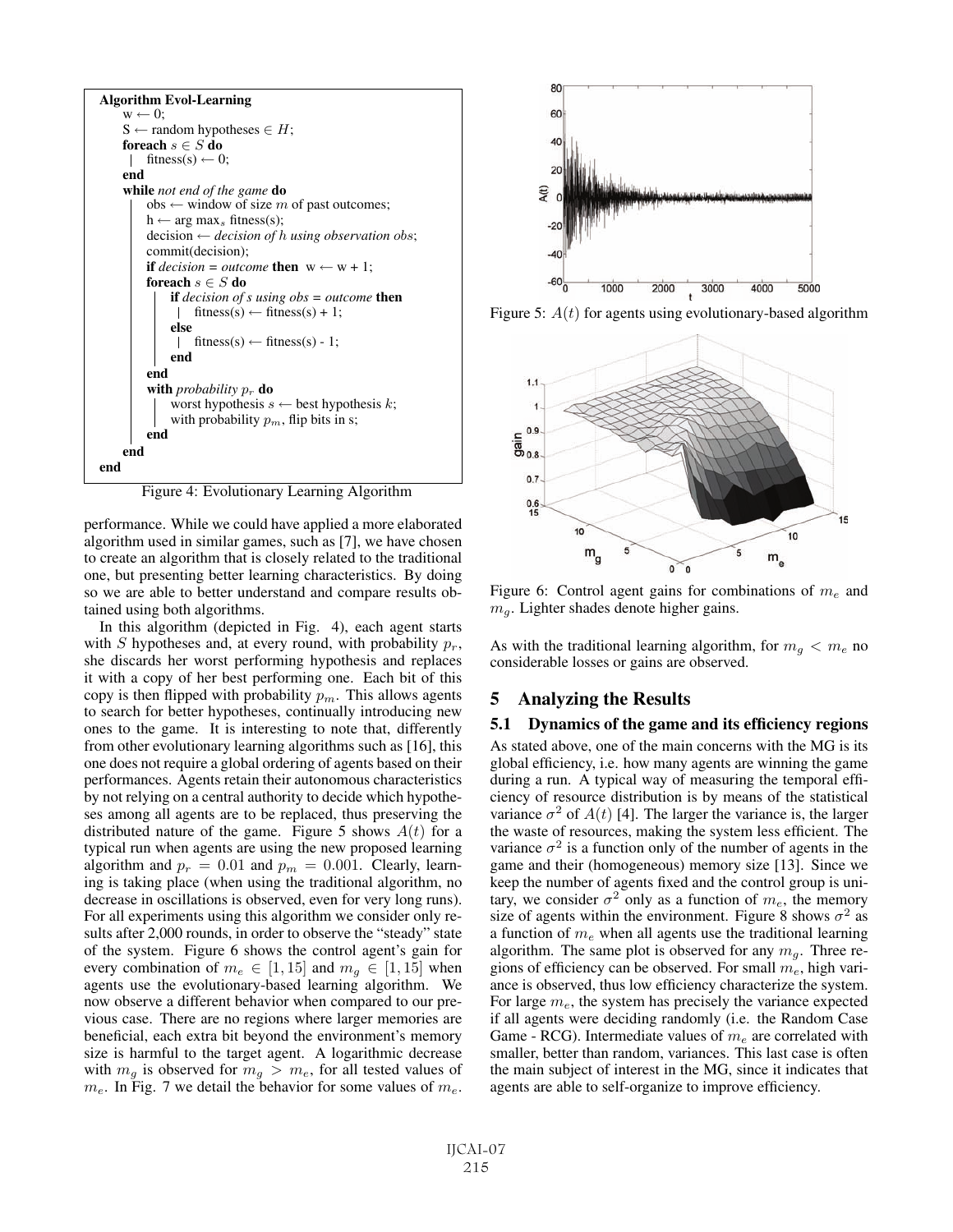```
Algorithm Evol-Learning
  w ← 0;
  S ← random hypotheses ∈ H;
  foreach s ∈ S do
  |  fitness(s) ← 0;
  end
  while not end of the game do
    obs ← window of size m of past outcomes;
    h ← arg max_s fitness(s);
    decision ← decision of h using observation obs;
    commit(decision);
    if decision = outcome then  w ← w + 1;
    foreach s ∈ S do
      if decision of s using obs = outcome then
      |  fitness(s) ← fitness(s) + 1;
      else
      |  fitness(s) ← fitness(s) - 1;
      end
    end
    with probability p_r do
      worst hypothesis s ← best hypothesis k;
      with probability p_m, flip bits in s;
    end
  end
end
```

Figure 4: Evolutionary Learning Algorithm

performance. While we could have applied a more elaborated algorithm used in similar games, such as [7], we have chosen to create an algorithm that is closely related to the traditional one, but presenting better learning characteristics. By doing so we are able to better understand and compare results obtained using both algorithms.

In this algorithm (depicted in Fig. 4), each agent starts with $S$ hypotheses and, at every round, with probability $p_r$, she discards her worst performing hypothesis and replaces it with a copy of her best performing one. Each bit of this copy is then flipped with probability $p_m$. This allows agents to search for better hypotheses, continually introducing new ones to the game. It is interesting to note that, differently from other evolutionary learning algorithms such as [16], this one does not require a global ordering of agents based on their performances. Agents retain their autonomous characteristics by not relying on a central authority to decide which hypotheses among all agents are to be replaced, thus preserving the distributed nature of the game. Figure 5 shows $A(t)$ for a typical run when agents are using the new proposed learning algorithm and $p_r = 0.01$ and $p_m = 0.001$. Clearly, learning is taking place (when using the traditional algorithm, no decrease in oscillations is observed, even for very long runs). For all experiments using this algorithm we consider only results after 2,000 rounds, in order to observe the "steady" state of the system. Figure 6 shows the control agent's gain for every combination of $m_e \in [1, 15]$ and $m_g \in [1, 15]$ when agents use the evolutionary-based learning algorithm. We now observe a different behavior when compared to our previous case. There are no regions where larger memories are beneficial, each extra bit beyond the environment's memory size is harmful to the target agent. A logarithmic decrease with $m_g$ is observed for $m_g > m_e$, for all tested values of $m_e$. In Fig. 7 we detail the behavior for some values of $m_e$.

Figure 5: $A(t)$ for agents using evolutionary-based algorithm

Figure 6: Control agent gains for combinations of $m_e$ and $m_g$. Lighter shades denote higher gains.

As with the traditional learning algorithm, for $m_g < m_e$ no considerable losses or gains are observed.

## 5 Analyzing the Results

### 5.1 Dynamics of the game and its efficiency regions

As stated above, one of the main concerns with the MG is its global efficiency, i.e. how many agents are winning the game during a run. A typical way of measuring the temporal efficiency of resource distribution is by means of the statistical variance $\sigma^2$ of $A(t)$ [4]. The larger the variance is, the larger the waste of resources, making the system less efficient. The variance $\sigma^2$ is a function only of the number of agents in the game and their (homogeneous) memory size [13]. Since we keep the number of agents fixed and the control group is unitary, we consider $\sigma^2$ only as a function of $m_e$, the memory size of agents within the environment. Figure 8 shows $\sigma^2$ as a function of $m_e$ when all agents use the traditional learning algorithm. The same plot is observed for any $m_g$. Three regions of efficiency can be observed. For small $m_e$, high variance is observed, thus low efficiency characterize the system. For large $m_e$, the system has precisely the variance expected if all agents were deciding randomly (i.e. the Random Case Game - RCG). Intermediate values of $m_e$ are correlated with smaller, better than random, variances. This last case is often the main subject of interest in the MG, since it indicates that agents are able to self-organize to improve efficiency.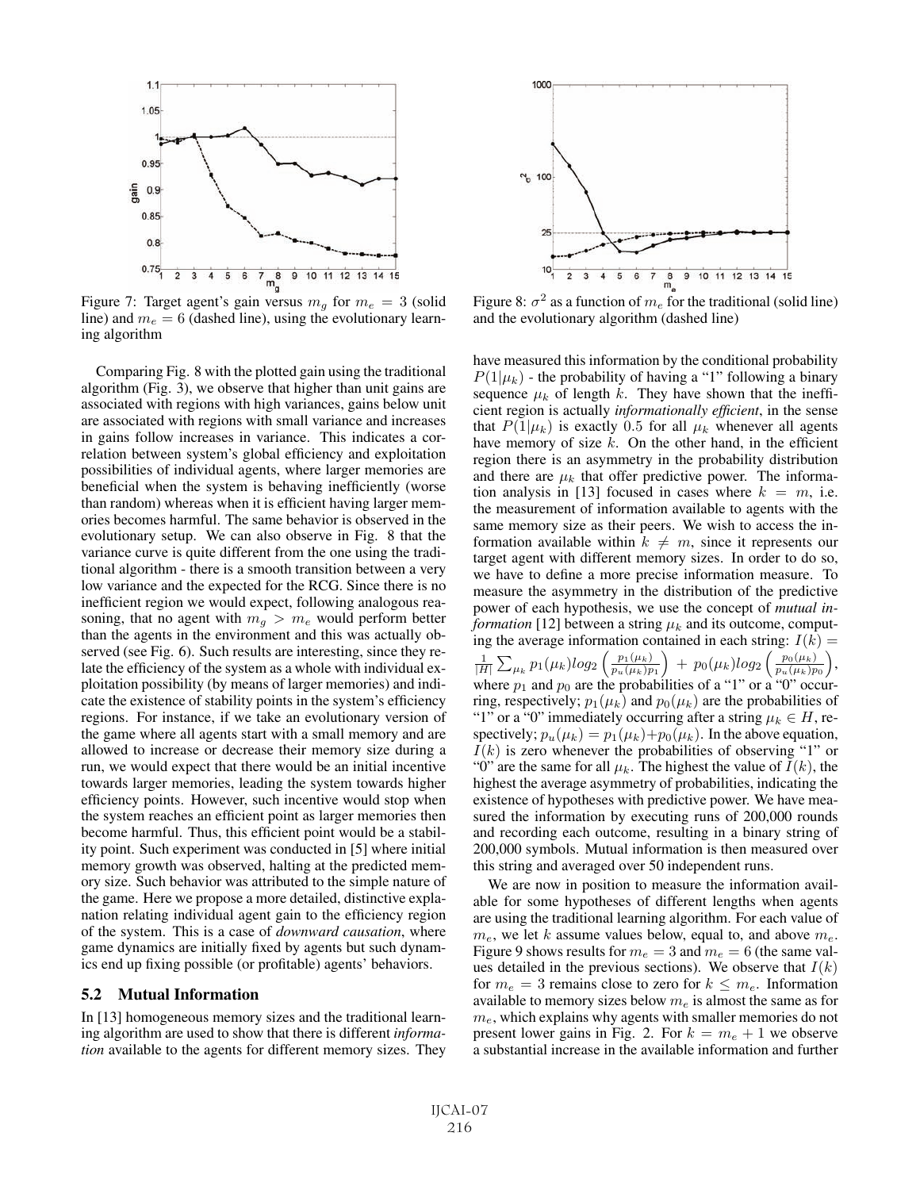Figure 7: Target agent's gain versus $m_g$ for $m_e = 3$ (solid line) and $m_e = 6$ (dashed line), using the evolutionary learning algorithm

Figure 8: $\sigma^2$ as a function of $m_e$ for the traditional (solid line) and the evolutionary algorithm (dashed line)

Comparing Fig. 8 with the plotted gain using the traditional algorithm (Fig. 3), we observe that higher than unit gains are associated with regions with high variances, gains below unit are associated with regions with small variance and increases in gains follow increases in variance. This indicates a correlation between system's global efficiency and exploitation possibilities of individual agents, where larger memories are beneficial when the system is behaving inefficiently (worse than random) whereas when it is efficient having larger memories becomes harmful. The same behavior is observed in the evolutionary setup. We can also observe in Fig. 8 that the variance curve is quite different from the one using the traditional algorithm - there is a smooth transition between a very low variance and the expected for the RCG. Since there is no inefficient region we would expect, following analogous reasoning, that no agent with $m_g > m_e$ would perform better than the agents in the environment and this was actually observed (see Fig. 6). Such results are interesting, since they relate the efficiency of the system as a whole with individual exploitation possibility (by means of larger memories) and indicate the existence of stability points in the system's efficiency regions. For instance, if we take an evolutionary version of the game where all agents start with a small memory and are allowed to increase or decrease their memory size during a run, we would expect that there would be an initial incentive towards larger memories, leading the system towards higher efficiency points. However, such incentive would stop when the system reaches an efficient point as larger memories then become harmful. Thus, this efficient point would be a stability point. Such experiment was conducted in [5] where initial memory growth was observed, halting at the predicted memory size. Such behavior was attributed to the simple nature of the game. Here we propose a more detailed, distinctive explanation relating individual agent gain to the efficiency region of the system. This is a case of *downward causation*, where game dynamics are initially fixed by agents but such dynamics end up fixing possible (or profitable) agents' behaviors.

## 5.2 Mutual Information

In [13] homogeneous memory sizes and the traditional learning algorithm are used to show that there is different *information* available to the agents for different memory sizes. They have measured this information by the conditional probability $P(1|\mu_k)$ - the probability of having a "1" following a binary sequence $\mu_k$ of length $k$. They have shown that the inefficient region is actually *informationally efficient*, in the sense that $P(1|\mu_k)$ is exactly 0.5 for all $\mu_k$ whenever all agents have memory of size $k$. On the other hand, in the efficient region there is an asymmetry in the probability distribution and there are $\mu_k$ that offer predictive power. The information analysis in [13] focused in cases where $k = m$, i.e. the measurement of information available to agents with the same memory size as their peers. We wish to access the information available within $k \neq m$, since it represents our target agent with different memory sizes. In order to do so, we have to define a more precise information measure. To measure the asymmetry in the distribution of the predictive power of each hypothesis, we use the concept of *mutual information* [12] between a string $\mu_k$ and its outcome, computing the average information contained in each string: $I(k) = \frac{1}{|H|}\sum_{\mu_k} p_1(\mu_k) log_2\left(\frac{p_1(\mu_k)}{p_u(\mu_k)p_1}\right) + p_0(\mu_k) log_2\left(\frac{p_0(\mu_k)}{p_u(\mu_k)p_0}\right)$, where $p_1$ and $p_0$ are the probabilities of a "1" or a "0" occurring, respectively; $p_1(\mu_k)$ and $p_0(\mu_k)$ are the probabilities of "1" or a "0" immediately occurring after a string $\mu_k \in H$, respectively; $p_u(\mu_k) = p_1(\mu_k) + p_0(\mu_k)$. In the above equation, $I(k)$ is zero whenever the probabilities of observing "1" or "0" are the same for all $\mu_k$. The highest the value of $I(k)$, the highest the average asymmetry of probabilities, indicating the existence of hypotheses with predictive power. We have measured the information by executing runs of 200,000 rounds and recording each outcome, resulting in a binary string of 200,000 symbols. Mutual information is then measured over this string and averaged over 50 independent runs.

We are now in position to measure the information available for some hypotheses of different lengths when agents are using the traditional learning algorithm. For each value of $m_e$, we let $k$ assume values below, equal to, and above $m_e$. Figure 9 shows results for $m_e = 3$ and $m_e = 6$ (the same values detailed in the previous sections). We observe that $I(k)$ for $m_e = 3$ remains close to zero for $k \leq m_e$. Information available to memory sizes below $m_e$ is almost the same as for $m_e$, which explains why agents with smaller memories do not present lower gains in Fig. 2. For $k = m_e + 1$ we observe a substantial increase in the available information and further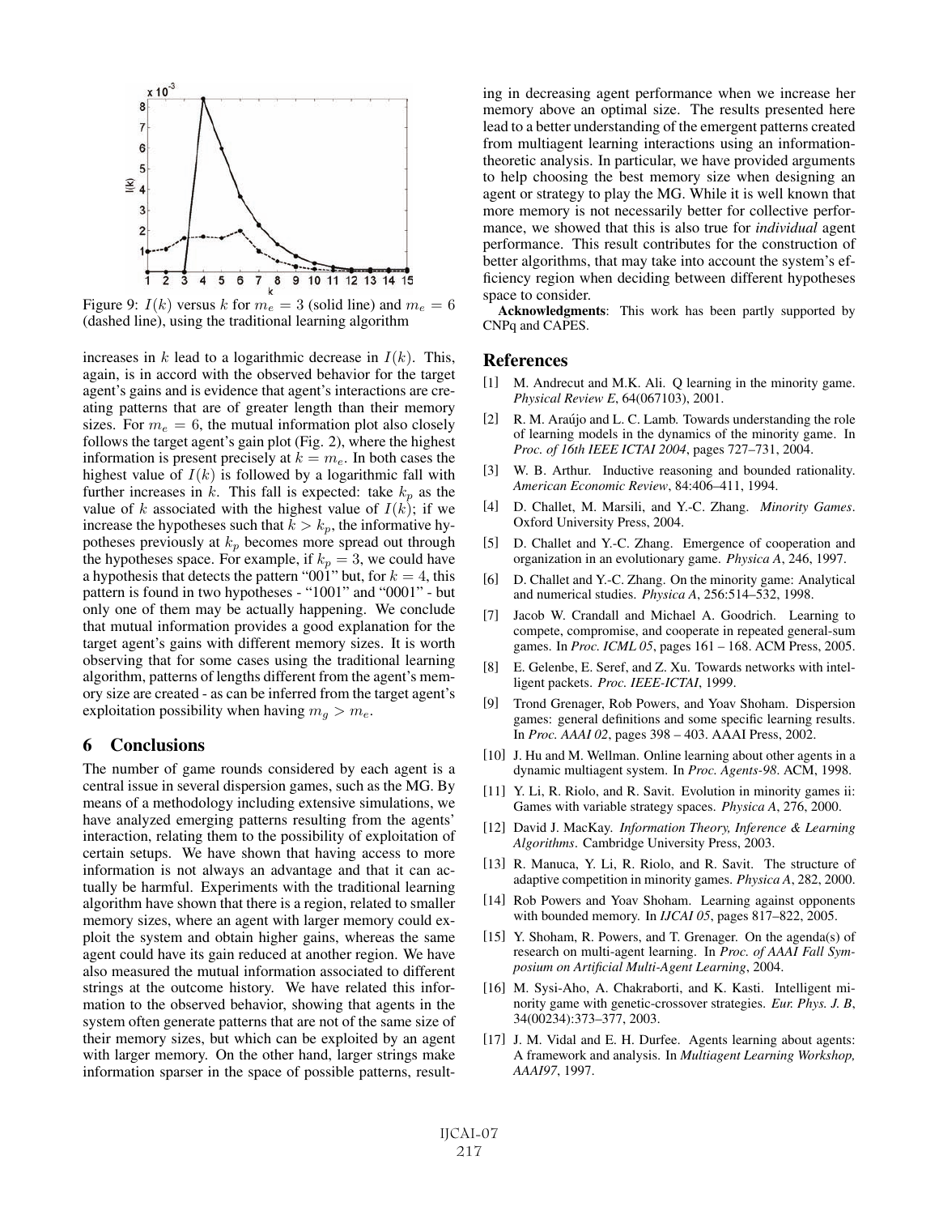x 10^-3

8
7
6
5
4
3
2
1

I(k)

1 2 3 4 5 6 7 8 9 10 11 12 13 14 15

k

Figure 9: $I(k)$ versus $k$ for $m_e = 3$ (solid line) and $m_e = 6$ (dashed line), using the traditional learning algorithm

increases in $k$ lead to a logarithmic decrease in $I(k)$. This, again, is in accord with the observed behavior for the target agent's gains and is evidence that agent's interactions are creating patterns that are of greater length than their memory sizes. For $m_e = 6$, the mutual information plot also closely follows the target agent's gain plot (Fig. 2), where the highest information is present precisely at $k = m_e$. In both cases the highest value of $I(k)$ is followed by a logarithmic fall with further increases in $k$. This fall is expected: take $k_p$ as the value of $k$ associated with the highest value of $I(k)$; if we increase the hypotheses such that $k > k_p$, the informative hypotheses previously at $k_p$ becomes more spread out through the hypotheses space. For example, if $k_p = 3$, we could have a hypothesis that detects the pattern "001" but, for $k = 4$, this pattern is found in two hypotheses - "1001" and "0001" - but only one of them may be actually happening. We conclude that mutual information provides a good explanation for the target agent's gains with different memory sizes. It is worth observing that for some cases using the traditional learning algorithm, patterns of lengths different from the agent's memory size are created - as can be inferred from the target agent's exploitation possibility when having $m_g > m_e$.

## 6 Conclusions

The number of game rounds considered by each agent is a central issue in several dispersion games, such as the MG. By means of a methodology including extensive simulations, we have analyzed emerging patterns resulting from the agents' interaction, relating them to the possibility of exploitation of certain setups. We have shown that having access to more information is not always an advantage and that it can actually be harmful. Experiments with the traditional learning algorithm have shown that there is a region, related to smaller memory sizes, where an agent with larger memory could exploit the system and obtain higher gains, whereas the same agent could have its gain reduced at another region. We have also measured the mutual information associated to different strings at the outcome history. We have related this information to the observed behavior, showing that agents in the system often generate patterns that are not of the same size of their memory sizes, but which can be exploited by an agent with larger memory. On the other hand, larger strings make information sparser in the space of possible patterns, resulting in decreasing agent performance when we increase her memory above an optimal size. The results presented here lead to a better understanding of the emergent patterns created from multiagent learning interactions using an information-theoretic analysis. In particular, we have provided arguments to help choosing the best memory size when designing an agent or strategy to play the MG. While it is well known that more memory is not necessarily better for collective performance, we showed that this is also true for *individual* agent performance. This result contributes for the construction of better algorithms, that may take into account the system's efficiency region when deciding between different hypotheses space to consider.

**Acknowledgments**: This work has been partly supported by CNPq and CAPES.

## References

[1] M. Andrecut and M.K. Ali. Q learning in the minority game. *Physical Review E*, 64(067103), 2001.

[2] R. M. Araújo and L. C. Lamb. Towards understanding the role of learning models in the dynamics of the minority game. In *Proc. of 16th IEEE ICTAI 2004*, pages 727–731, 2004.

[3] W. B. Arthur. Inductive reasoning and bounded rationality. *American Economic Review*, 84:406–411, 1994.

[4] D. Challet, M. Marsili, and Y.-C. Zhang. *Minority Games*. Oxford University Press, 2004.

[5] D. Challet and Y.-C. Zhang. Emergence of cooperation and organization in an evolutionary game. *Physica A*, 246, 1997.

[6] D. Challet and Y.-C. Zhang. On the minority game: Analytical and numerical studies. *Physica A*, 256:514–532, 1998.

[7] Jacob W. Crandall and Michael A. Goodrich. Learning to compete, compromise, and cooperate in repeated general-sum games. In *Proc. ICML 05*, pages 161 – 168. ACM Press, 2005.

[8] E. Gelenbe, E. Seref, and Z. Xu. Towards networks with intelligent packets. *Proc. IEEE-ICTAI*, 1999.

[9] Trond Grenager, Rob Powers, and Yoav Shoham. Dispersion games: general definitions and some specific learning results. In *Proc. AAAI 02*, pages 398 – 403. AAAI Press, 2002.

[10] J. Hu and M. Wellman. Online learning about other agents in a dynamic multiagent system. In *Proc. Agents-98*. ACM, 1998.

[11] Y. Li, R. Riolo, and R. Savit. Evolution in minority games ii: Games with variable strategy spaces. *Physica A*, 276, 2000.

[12] David J. MacKay. *Information Theory, Inference & Learning Algorithms*. Cambridge University Press, 2003.

[13] R. Manuca, Y. Li, R. Riolo, and R. Savit. The structure of adaptive competition in minority games. *Physica A*, 282, 2000.

[14] Rob Powers and Yoav Shoham. Learning against opponents with bounded memory. In *IJCAI 05*, pages 817–822, 2005.

[15] Y. Shoham, R. Powers, and T. Grenager. On the agenda(s) of research on multi-agent learning. In *Proc. of AAAI Fall Symposium on Artificial Multi-Agent Learning*, 2004.

[16] M. Sysi-Aho, A. Chakraborti, and K. Kasti. Intelligent minority game with genetic-crossover strategies. *Eur. Phys. J. B*, 34(00234):373–377, 2003.

[17] J. M. Vidal and E. H. Durfee. Agents learning about agents: A framework and analysis. In *Multiagent Learning Workshop, AAAI97*, 1997.